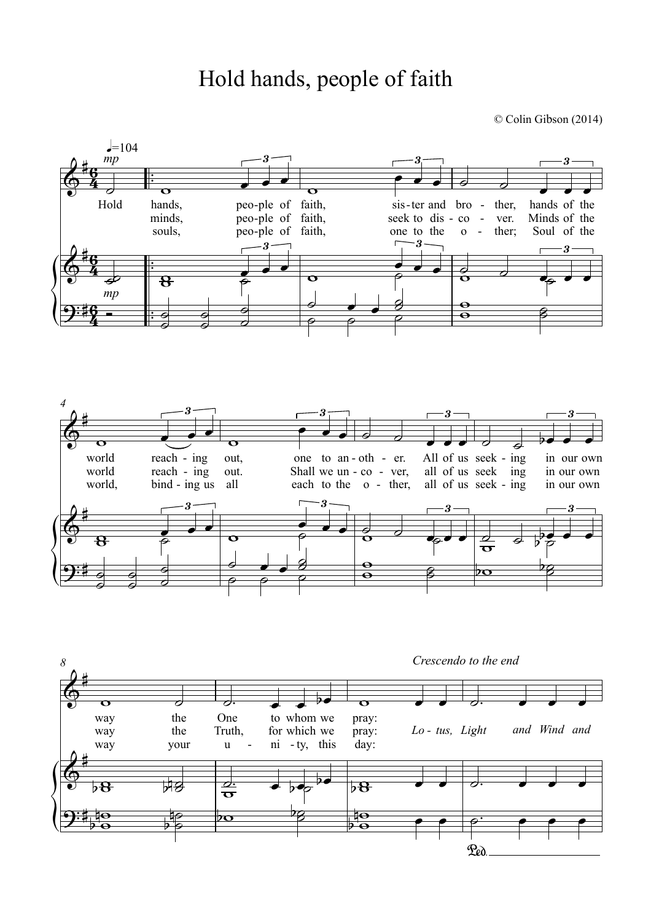# Hold hands, people of faith

© Colin Gibson (2014)

♩=104 *mp*

Hold hands, people of faith, sister and brother, hands of the world reaching out, one to another. All of us seeking in our own way the One to whom we pray:

minds, people of faith, seek to discover. Minds of the world reaching out. Shall we uncover, all of us seeking in our own way the Truth, for which we pray: *Lotus, Light and Wind and*

souls, people of faith, one to the other; Soul of the world, binding us all each to the other, all of us seeking in our own way your unity, this day:

*Crescendo to the end*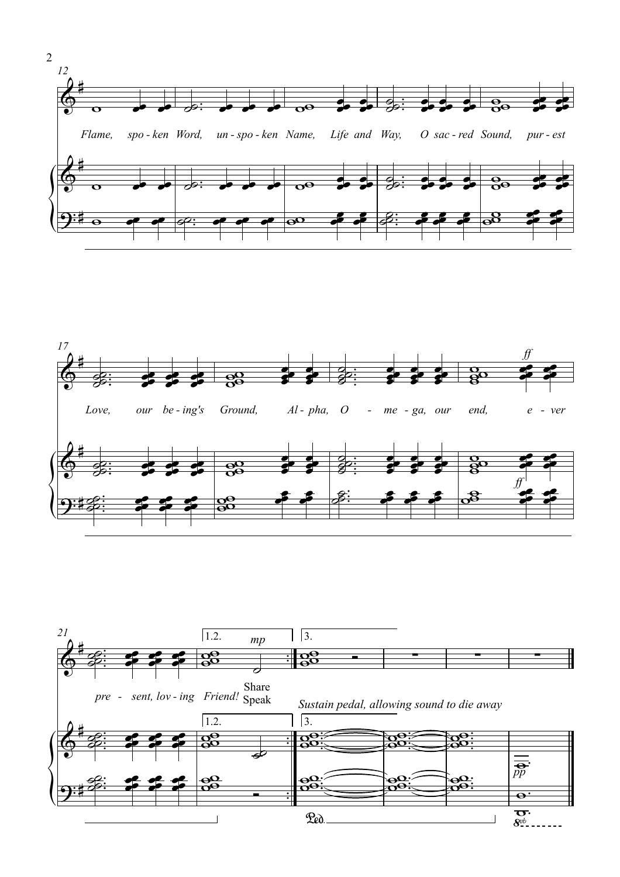12

*Flame, spo - ken Word, un - spo - ken Name, Life and Way, O sac - red Sound, pur - est*

17

*ff*

*Love, our be - ing's Ground, Al - pha, O - me - ga, our end, e - ver*

21

1.2. *mp* 3.

*pre - sent, lov - ing Friend!* Share Speak

*Sustain pedal, allowing sound to die away*

*pp*

Ped.

8vb